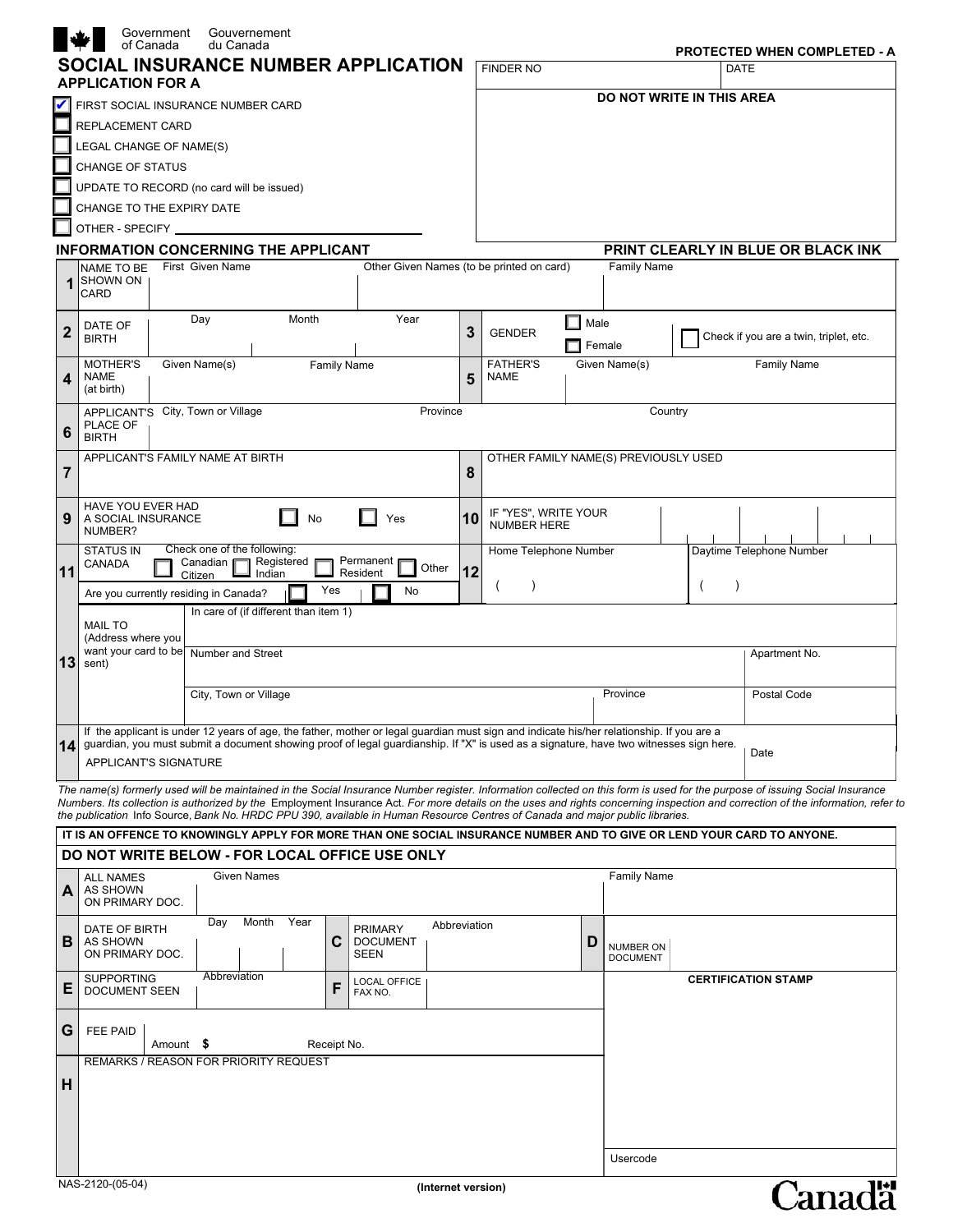Government of Canada / Gouvernement du Canada

**PROTECTED WHEN COMPLETED - A**

# SOCIAL INSURANCE NUMBER APPLICATION

## APPLICATION FOR A

- [x] FIRST SOCIAL INSURANCE NUMBER CARD
- [ ] REPLACEMENT CARD
- [ ] LEGAL CHANGE OF NAME(S)
- [ ] CHANGE OF STATUS
- [ ] UPDATE TO RECORD (no card will be issued)
- [ ] CHANGE TO THE EXPIRY DATE
- [ ] OTHER - SPECIFY ____________

| FINDER NO | DATE |
|---|---|
| **DO NOT WRITE IN THIS AREA** | |

## INFORMATION CONCERNING THE APPLICANT

**PRINT CLEARLY IN BLUE OR BLACK INK**

| # | Field | Details |
|---|---|---|
| 1 | NAME TO BE SHOWN ON CARD | First Given Name / Other Given Names (to be printed on card) / Family Name |
| 2 | DATE OF BIRTH | Day / Month / Year |
| 3 | GENDER | ☐ Male ☐ Female ☐ Check if you are a twin, triplet, etc. |
| 4 | MOTHER'S NAME (at birth) | Given Name(s) / Family Name |
| 5 | FATHER'S NAME | Given Name(s) / Family Name |
| 6 | APPLICANT'S PLACE OF BIRTH | City, Town or Village / Province / Country |
| 7 | APPLICANT'S FAMILY NAME AT BIRTH | |
| 8 | OTHER FAMILY NAME(S) PREVIOUSLY USED | |
| 9 | HAVE YOU EVER HAD A SOCIAL INSURANCE NUMBER? | ☐ No ☐ Yes |
| 10 | IF "YES", WRITE YOUR NUMBER HERE | |
| 11 | STATUS IN CANADA | Check one of the following: ☐ Canadian Citizen ☐ Registered Indian ☐ Permanent Resident ☐ Other. Are you currently residing in Canada? ☐ Yes ☐ No |
| 12 | | Home Telephone Number ( ) / Daytime Telephone Number ( ) |
| 13 | MAIL TO (Address where you want your card to be sent) | In care of (if different than item 1) / Number and Street / Apartment No. / City, Town or Village / Province / Postal Code |
| 14 | APPLICANT'S SIGNATURE | If the applicant is under 12 years of age, the father, mother or legal guardian must sign and indicate his/her relationship. If you are a guardian, you must submit a document showing proof of legal guardianship. If "X" is used as a signature, have two witnesses sign here. / Date |

*The name(s) formerly used will be maintained in the Social Insurance Number register. Information collected on this form is used for the purpose of issuing Social Insurance Numbers. Its collection is authorized by the* Employment Insurance Act. *For more details on the uses and rights concerning inspection and correction of the information, refer to the publication* Info Source, *Bank No. HRDC PPU 390, available in Human Resource Centres of Canada and major public libraries.*

**IT IS AN OFFENCE TO KNOWINGLY APPLY FOR MORE THAN ONE SOCIAL INSURANCE NUMBER AND TO GIVE OR LEND YOUR CARD TO ANYONE.**

## DO NOT WRITE BELOW - FOR LOCAL OFFICE USE ONLY

| # | Field | Details |
|---|---|---|
| A | ALL NAMES AS SHOWN ON PRIMARY DOC. | Given Names / Family Name |
| B | DATE OF BIRTH AS SHOWN ON PRIMARY DOC. | Day / Month / Year |
| C | PRIMARY DOCUMENT SEEN | Abbreviation |
| D | NUMBER ON DOCUMENT | |
| E | SUPPORTING DOCUMENT SEEN | Abbreviation |
| F | LOCAL OFFICE FAX NO. | |
| G | FEE PAID | Amount $ / Receipt No. |
| H | REMARKS / REASON FOR PRIORITY REQUEST | |

**CERTIFICATION STAMP**

Usercode

NAS-2120-(05-04)

**(Internet version)**

Canada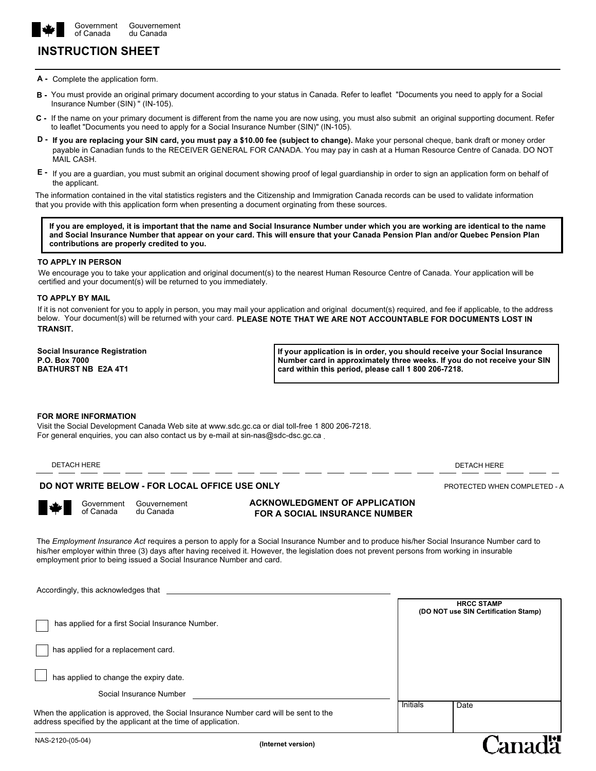Government of Canada / Gouvernement du Canada

# INSTRUCTION SHEET

**A -** Complete the application form.

**B -** You must provide an original primary document according to your status in Canada. Refer to leaflet "Documents you need to apply for a Social Insurance Number (SIN) " (IN-105).

**C -** If the name on your primary document is different from the name you are now using, you must also submit an original supporting document. Refer to leaflet "Documents you need to apply for a Social Insurance Number (SIN)" (IN-105).

**D -** **If you are replacing your SIN card, you must pay a $10.00 fee (subject to change).** Make your personal cheque, bank draft or money order payable in Canadian funds to the RECEIVER GENERAL FOR CANADA. You may pay in cash at a Human Resource Centre of Canada. DO NOT MAIL CASH.

**E -** If you are a guardian, you must submit an original document showing proof of legal guardianship in order to sign an application form on behalf of the applicant.

The information contained in the vital statistics registers and the Citizenship and Immigration Canada records can be used to validate information that you provide with this application form when presenting a document orginating from these sources.

**If you are employed, it is important that the name and Social Insurance Number under which you are working are identical to the name and Social Insurance Number that appear on your card. This will ensure that your Canada Pension Plan and/or Quebec Pension Plan contributions are properly credited to you.**

### TO APPLY IN PERSON

We encourage you to take your application and original document(s) to the nearest Human Resource Centre of Canada. Your application will be certified and your document(s) will be returned to you immediately.

### TO APPLY BY MAIL

If it is not convenient for you to apply in person, you may mail your application and original document(s) required, and fee if applicable, to the address below. Your document(s) will be returned with your card. **PLEASE NOTE THAT WE ARE NOT ACCOUNTABLE FOR DOCUMENTS LOST IN TRANSIT.**

**Social Insurance Registration**
**P.O. Box 7000**
**BATHURST NB E2A 4T1**

**If your application is in order, you should receive your Social Insurance Number card in approximately three weeks. If you do not receive your SIN card within this period, please call 1 800 206-7218.**

### FOR MORE INFORMATION

Visit the Social Development Canada Web site at www.sdc.gc.ca or dial toll-free 1 800 206-7218.
For general enquiries, you can also contact us by e-mail at sin-nas@sdc-dsc.gc.ca

DETACH HERE — DETACH HERE

**DO NOT WRITE BELOW - FOR LOCAL OFFICE USE ONLY**

PROTECTED WHEN COMPLETED - A

Government of Canada / Gouvernement du Canada

## ACKNOWLEDGMENT OF APPLICATION FOR A SOCIAL INSURANCE NUMBER

The *Employment Insurance Act* requires a person to apply for a Social Insurance Number and to produce his/her Social Insurance Number card to his/her employer within three (3) days after having received it. However, the legislation does not prevent persons from working in insurable employment prior to being issued a Social Insurance Number and card.

Accordingly, this acknowledges that ______________________________

☐ has applied for a first Social Insurance Number.

☐ has applied for a replacement card.

☐ has applied to change the expiry date.

Social Insurance Number ______________________________

When the application is approved, the Social Insurance Number card will be sent to the address specified by the applicant at the time of application.

**HRCC STAMP**
**(DO NOT use SIN Certification Stamp)**

| Initials | Date |
|---|---|
| | |

NAS-2120-(05-04)

**(Internet version)**

Canada